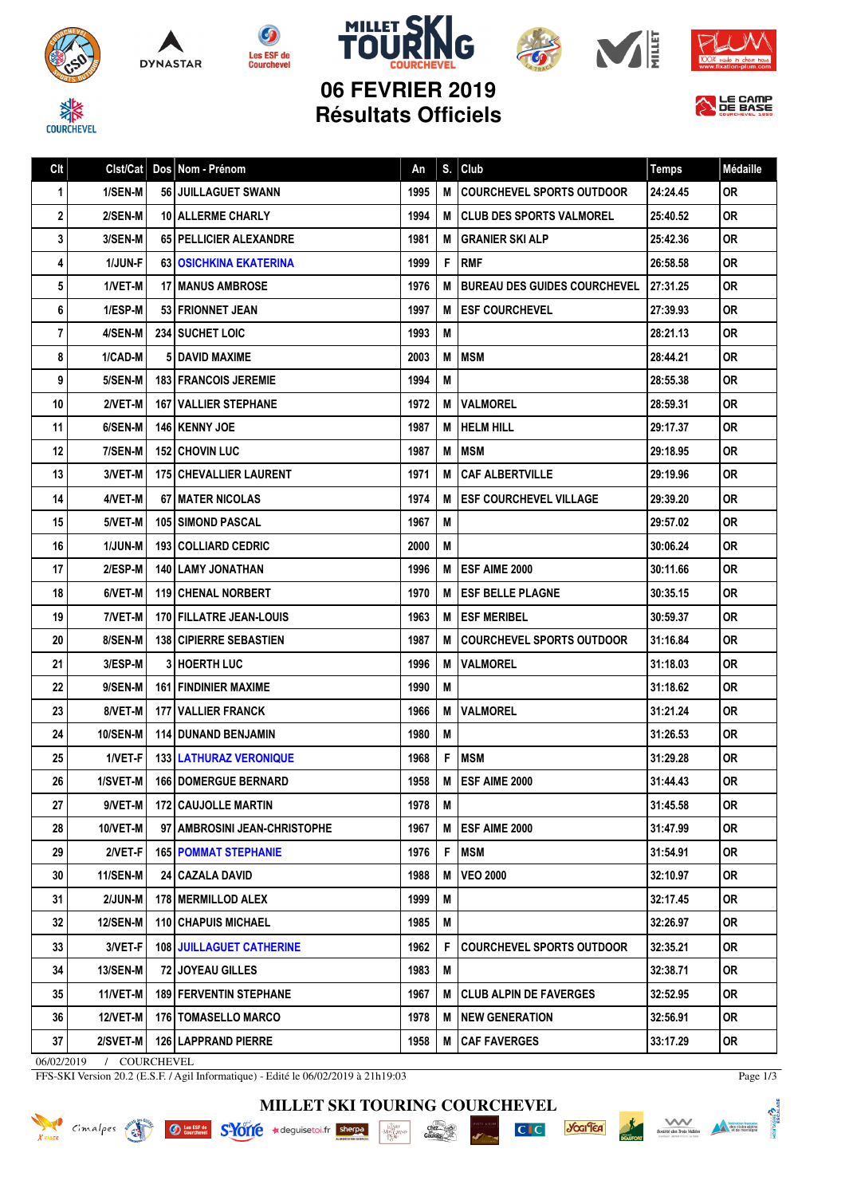# 06 FEVRIER 2019
## Résultats Officiels

| Clt | Clst/Cat | Dos | Nom - Prénom | An | S. | Club | Temps | Médaille |
|---|---|---|---|---|---|---|---|---|
| 1 | 1/SEN-M | 56 | JUILLAGUET SWANN | 1995 | M | COURCHEVEL SPORTS OUTDOOR | 24:24.45 | OR |
| 2 | 2/SEN-M | 10 | ALLERME CHARLY | 1994 | M | CLUB DES SPORTS VALMOREL | 25:40.52 | OR |
| 3 | 3/SEN-M | 65 | PELLICIER ALEXANDRE | 1981 | M | GRANIER SKI ALP | 25:42.36 | OR |
| 4 | 1/JUN-F | 63 | OSICHKINA EKATERINA | 1999 | F | RMF | 26:58.58 | OR |
| 5 | 1/VET-M | 17 | MANUS AMBROSE | 1976 | M | BUREAU DES GUIDES COURCHEVEL | 27:31.25 | OR |
| 6 | 1/ESP-M | 53 | FRIONNET JEAN | 1997 | M | ESF COURCHEVEL | 27:39.93 | OR |
| 7 | 4/SEN-M | 234 | SUCHET LOIC | 1993 | M | | 28:21.13 | OR |
| 8 | 1/CAD-M | 5 | DAVID MAXIME | 2003 | M | MSM | 28:44.21 | OR |
| 9 | 5/SEN-M | 183 | FRANCOIS JEREMIE | 1994 | M | | 28:55.38 | OR |
| 10 | 2/VET-M | 167 | VALLIER STEPHANE | 1972 | M | VALMOREL | 28:59.31 | OR |
| 11 | 6/SEN-M | 146 | KENNY JOE | 1987 | M | HELM HILL | 29:17.37 | OR |
| 12 | 7/SEN-M | 152 | CHOVIN LUC | 1987 | M | MSM | 29:18.95 | OR |
| 13 | 3/VET-M | 175 | CHEVALLIER LAURENT | 1971 | M | CAF ALBERTVILLE | 29:19.96 | OR |
| 14 | 4/VET-M | 67 | MATER NICOLAS | 1974 | M | ESF COURCHEVEL VILLAGE | 29:39.20 | OR |
| 15 | 5/VET-M | 105 | SIMOND PASCAL | 1967 | M | | 29:57.02 | OR |
| 16 | 1/JUN-M | 193 | COLLIARD CEDRIC | 2000 | M | | 30:06.24 | OR |
| 17 | 2/ESP-M | 140 | LAMY JONATHAN | 1996 | M | ESF AIME 2000 | 30:11.66 | OR |
| 18 | 6/VET-M | 119 | CHENAL NORBERT | 1970 | M | ESF BELLE PLAGNE | 30:35.15 | OR |
| 19 | 7/VET-M | 170 | FILLATRE JEAN-LOUIS | 1963 | M | ESF MERIBEL | 30:59.37 | OR |
| 20 | 8/SEN-M | 138 | CIPIERRE SEBASTIEN | 1987 | M | COURCHEVEL SPORTS OUTDOOR | 31:16.84 | OR |
| 21 | 3/ESP-M | 3 | HOERTH LUC | 1996 | M | VALMOREL | 31:18.03 | OR |
| 22 | 9/SEN-M | 161 | FINDINIER MAXIME | 1990 | M | | 31:18.62 | OR |
| 23 | 8/VET-M | 177 | VALLIER FRANCK | 1966 | M | VALMOREL | 31:21.24 | OR |
| 24 | 10/SEN-M | 114 | DUNAND BENJAMIN | 1980 | M | | 31:26.53 | OR |
| 25 | 1/VET-F | 133 | LATHURAZ VERONIQUE | 1968 | F | MSM | 31:29.28 | OR |
| 26 | 1/SVET-M | 166 | DOMERGUE BERNARD | 1958 | M | ESF AIME 2000 | 31:44.43 | OR |
| 27 | 9/VET-M | 172 | CAUJOLLE MARTIN | 1978 | M | | 31:45.58 | OR |
| 28 | 10/VET-M | 97 | AMBROSINI JEAN-CHRISTOPHE | 1967 | M | ESF AIME 2000 | 31:47.99 | OR |
| 29 | 2/VET-F | 165 | POMMAT STEPHANIE | 1976 | F | MSM | 31:54.91 | OR |
| 30 | 11/SEN-M | 24 | CAZALA DAVID | 1988 | M | VEO 2000 | 32:10.97 | OR |
| 31 | 2/JUN-M | 178 | MERMILLOD ALEX | 1999 | M | | 32:17.45 | OR |
| 32 | 12/SEN-M | 110 | CHAPUIS MICHAEL | 1985 | M | | 32:26.97 | OR |
| 33 | 3/VET-F | 108 | JUILLAGUET CATHERINE | 1962 | F | COURCHEVEL SPORTS OUTDOOR | 32:35.21 | OR |
| 34 | 13/SEN-M | 72 | JOYEAU GILLES | 1983 | M | | 32:38.71 | OR |
| 35 | 11/VET-M | 189 | FERVENTIN STEPHANE | 1967 | M | CLUB ALPIN DE FAVERGES | 32:52.95 | OR |
| 36 | 12/VET-M | 176 | TOMASELLO MARCO | 1978 | M | NEW GENERATION | 32:56.91 | OR |
| 37 | 2/SVET-M | 126 | LAPPRAND PIERRE | 1958 | M | CAF FAVERGES | 33:17.29 | OR |

06/02/2019 / COURCHEVEL

FFS-SKI Version 20.2 (E.S.F. / Agil Informatique) - Edité le 06/02/2019 à 21h19:03

MILLET SKI TOURING COURCHEVEL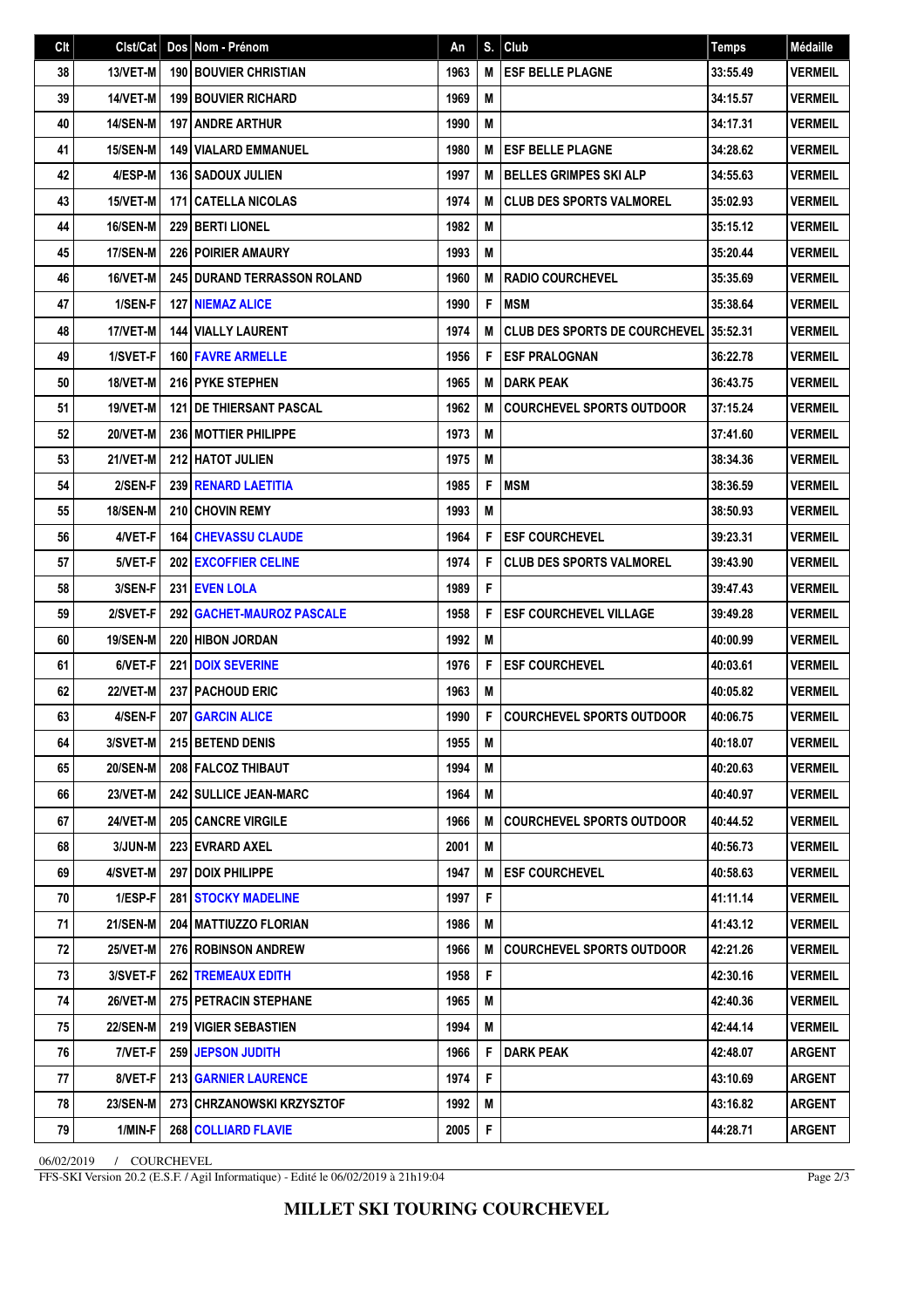| Clt | Clst/Cat | Dos | Nom - Prénom | An | S. | Club | Temps | Médaille |
|---|---|---|---|---|---|---|---|---|
| 38 | 13/VET-M | 190 | BOUVIER CHRISTIAN | 1963 | M | ESF BELLE PLAGNE | 33:55.49 | VERMEIL |
| 39 | 14/VET-M | 199 | BOUVIER RICHARD | 1969 | M | | 34:15.57 | VERMEIL |
| 40 | 14/SEN-M | 197 | ANDRE ARTHUR | 1990 | M | | 34:17.31 | VERMEIL |
| 41 | 15/SEN-M | 149 | VIALARD EMMANUEL | 1980 | M | ESF BELLE PLAGNE | 34:28.62 | VERMEIL |
| 42 | 4/ESP-M | 136 | SADOUX JULIEN | 1997 | M | BELLES GRIMPES SKI ALP | 34:55.63 | VERMEIL |
| 43 | 15/VET-M | 171 | CATELLA NICOLAS | 1974 | M | CLUB DES SPORTS VALMOREL | 35:02.93 | VERMEIL |
| 44 | 16/SEN-M | 229 | BERTI LIONEL | 1982 | M | | 35:15.12 | VERMEIL |
| 45 | 17/SEN-M | 226 | POIRIER AMAURY | 1993 | M | | 35:20.44 | VERMEIL |
| 46 | 16/VET-M | 245 | DURAND TERRASSON ROLAND | 1960 | M | RADIO COURCHEVEL | 35:35.69 | VERMEIL |
| 47 | 1/SEN-F | 127 | NIEMAZ ALICE | 1990 | F | MSM | 35:38.64 | VERMEIL |
| 48 | 17/VET-M | 144 | VIALLY LAURENT | 1974 | M | CLUB DES SPORTS DE COURCHEVEL | 35:52.31 | VERMEIL |
| 49 | 1/SVET-F | 160 | FAVRE ARMELLE | 1956 | F | ESF PRALOGNAN | 36:22.78 | VERMEIL |
| 50 | 18/VET-M | 216 | PYKE STEPHEN | 1965 | M | DARK PEAK | 36:43.75 | VERMEIL |
| 51 | 19/VET-M | 121 | DE THIERSANT PASCAL | 1962 | M | COURCHEVEL SPORTS OUTDOOR | 37:15.24 | VERMEIL |
| 52 | 20/VET-M | 236 | MOTTIER PHILIPPE | 1973 | M | | 37:41.60 | VERMEIL |
| 53 | 21/VET-M | 212 | HATOT JULIEN | 1975 | M | | 38:34.36 | VERMEIL |
| 54 | 2/SEN-F | 239 | RENARD LAETITIA | 1985 | F | MSM | 38:36.59 | VERMEIL |
| 55 | 18/SEN-M | 210 | CHOVIN REMY | 1993 | M | | 38:50.93 | VERMEIL |
| 56 | 4/VET-F | 164 | CHEVASSU CLAUDE | 1964 | F | ESF COURCHEVEL | 39:23.31 | VERMEIL |
| 57 | 5/VET-F | 202 | EXCOFFIER CELINE | 1974 | F | CLUB DES SPORTS VALMOREL | 39:43.90 | VERMEIL |
| 58 | 3/SEN-F | 231 | EVEN LOLA | 1989 | F | | 39:47.43 | VERMEIL |
| 59 | 2/SVET-F | 292 | GACHET-MAUROZ PASCALE | 1958 | F | ESF COURCHEVEL VILLAGE | 39:49.28 | VERMEIL |
| 60 | 19/SEN-M | 220 | HIBON JORDAN | 1992 | M | | 40:00.99 | VERMEIL |
| 61 | 6/VET-F | 221 | DOIX SEVERINE | 1976 | F | ESF COURCHEVEL | 40:03.61 | VERMEIL |
| 62 | 22/VET-M | 237 | PACHOUD ERIC | 1963 | M | | 40:05.82 | VERMEIL |
| 63 | 4/SEN-F | 207 | GARCIN ALICE | 1990 | F | COURCHEVEL SPORTS OUTDOOR | 40:06.75 | VERMEIL |
| 64 | 3/SVET-M | 215 | BETEND DENIS | 1955 | M | | 40:18.07 | VERMEIL |
| 65 | 20/SEN-M | 208 | FALCOZ THIBAUT | 1994 | M | | 40:20.63 | VERMEIL |
| 66 | 23/VET-M | 242 | SULLICE JEAN-MARC | 1964 | M | | 40:40.97 | VERMEIL |
| 67 | 24/VET-M | 205 | CANCRE VIRGILE | 1966 | M | COURCHEVEL SPORTS OUTDOOR | 40:44.52 | VERMEIL |
| 68 | 3/JUN-M | 223 | EVRARD AXEL | 2001 | M | | 40:56.73 | VERMEIL |
| 69 | 4/SVET-M | 297 | DOIX PHILIPPE | 1947 | M | ESF COURCHEVEL | 40:58.63 | VERMEIL |
| 70 | 1/ESP-F | 281 | STOCKY MADELINE | 1997 | F | | 41:11.14 | VERMEIL |
| 71 | 21/SEN-M | 204 | MATTIUZZO FLORIAN | 1986 | M | | 41:43.12 | VERMEIL |
| 72 | 25/VET-M | 276 | ROBINSON ANDREW | 1966 | M | COURCHEVEL SPORTS OUTDOOR | 42:21.26 | VERMEIL |
| 73 | 3/SVET-F | 262 | TREMEAUX EDITH | 1958 | F | | 42:30.16 | VERMEIL |
| 74 | 26/VET-M | 275 | PETRACIN STEPHANE | 1965 | M | | 42:40.36 | VERMEIL |
| 75 | 22/SEN-M | 219 | VIGIER SEBASTIEN | 1994 | M | | 42:44.14 | VERMEIL |
| 76 | 7/VET-F | 259 | JEPSON JUDITH | 1966 | F | DARK PEAK | 42:48.07 | ARGENT |
| 77 | 8/VET-F | 213 | GARNIER LAURENCE | 1974 | F | | 43:10.69 | ARGENT |
| 78 | 23/SEN-M | 273 | CHRZANOWSKI KRZYSZTOF | 1992 | M | | 43:16.82 | ARGENT |
| 79 | 1/MIN-F | 268 | COLLIARD FLAVIE | 2005 | F | | 44:28.71 | ARGENT |

06/02/2019 / COURCHEVEL

FFS-SKI Version 20.2 (E.S.F. / Agil Informatique) - Edité le 06/02/2019 à 21h19:04

**MILLET SKI TOURING COURCHEVEL**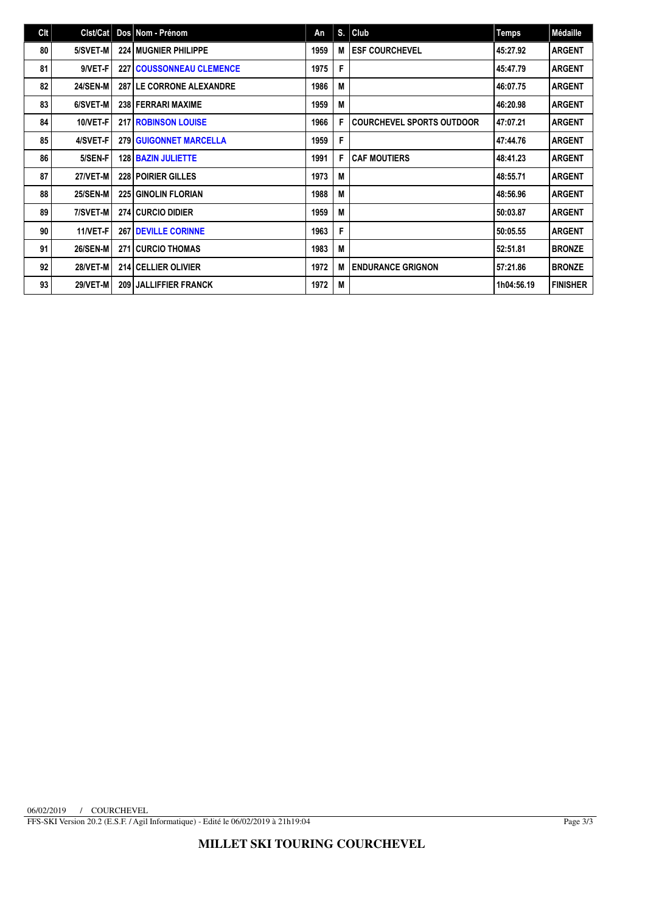| Clt | Clst/Cat | Dos | Nom - Prénom | An | S. | Club | Temps | Médaille |
|---|---|---|---|---|---|---|---|---|
| 80 | 5/SVET-M | 224 | MUGNIER PHILIPPE | 1959 | M | ESF COURCHEVEL | 45:27.92 | ARGENT |
| 81 | 9/VET-F | 227 | COUSSONNEAU CLEMENCE | 1975 | F | | 45:47.79 | ARGENT |
| 82 | 24/SEN-M | 287 | LE CORRONE ALEXANDRE | 1986 | M | | 46:07.75 | ARGENT |
| 83 | 6/SVET-M | 238 | FERRARI MAXIME | 1959 | M | | 46:20.98 | ARGENT |
| 84 | 10/VET-F | 217 | ROBINSON LOUISE | 1966 | F | COURCHEVEL SPORTS OUTDOOR | 47:07.21 | ARGENT |
| 85 | 4/SVET-F | 279 | GUIGONNET MARCELLA | 1959 | F | | 47:44.76 | ARGENT |
| 86 | 5/SEN-F | 128 | BAZIN JULIETTE | 1991 | F | CAF MOUTIERS | 48:41.23 | ARGENT |
| 87 | 27/VET-M | 228 | POIRIER GILLES | 1973 | M | | 48:55.71 | ARGENT |
| 88 | 25/SEN-M | 225 | GINOLIN FLORIAN | 1988 | M | | 48:56.96 | ARGENT |
| 89 | 7/SVET-M | 274 | CURCIO DIDIER | 1959 | M | | 50:03.87 | ARGENT |
| 90 | 11/VET-F | 267 | DEVILLE CORINNE | 1963 | F | | 50:05.55 | ARGENT |
| 91 | 26/SEN-M | 271 | CURCIO THOMAS | 1983 | M | | 52:51.81 | BRONZE |
| 92 | 28/VET-M | 214 | CELLIER OLIVIER | 1972 | M | ENDURANCE GRIGNON | 57:21.86 | BRONZE |
| 93 | 29/VET-M | 209 | JALLIFFIER FRANCK | 1972 | M | | 1h04:56.19 | FINISHER |